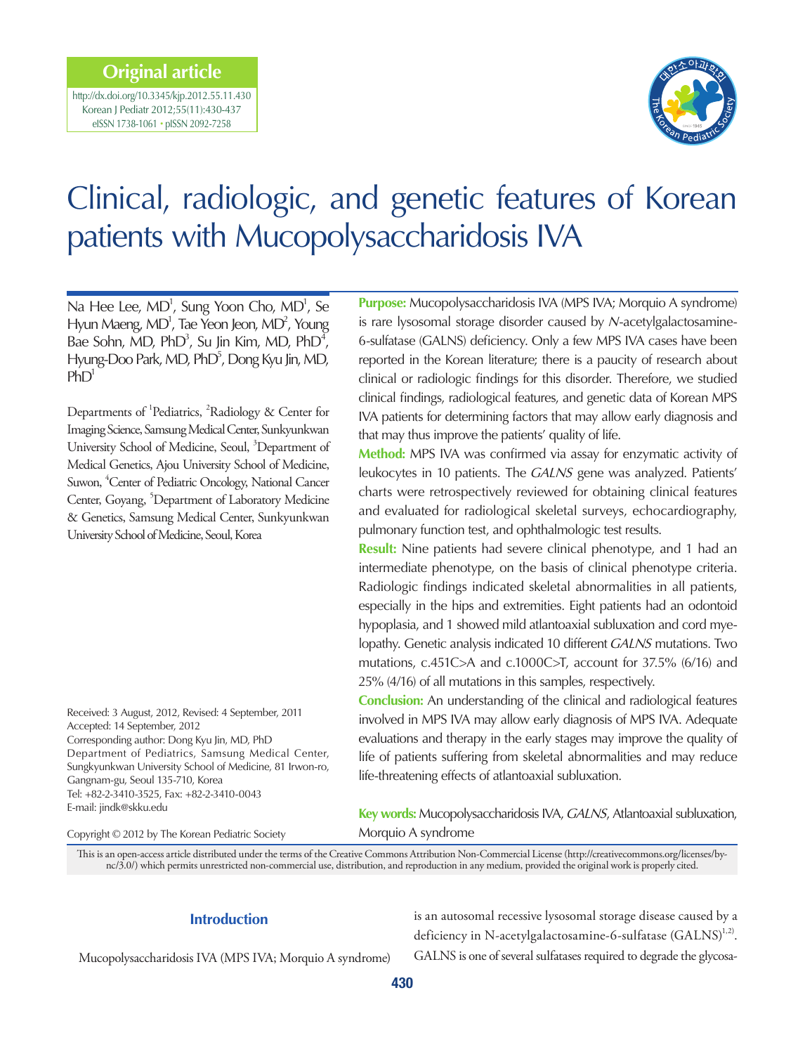**Original article**

http://dx.doi.org/10.3345/kjp.2012.55.11.430
Korean J Pediatr 2012;55(11):430-437
eISSN 1738-1061 • pISSN 2092-7258

# Clinical, radiologic, and genetic features of Korean patients with Mucopolysaccharidosis IVA

Na Hee Lee, MD[1], Sung Yoon Cho, MD[1], Se Hyun Maeng, MD[1], Tae Yeon Jeon, MD[2], Young Bae Sohn, MD, PhD[3], Su Jin Kim, MD, PhD[4], Hyung-Doo Park, MD, PhD[5], Dong Kyu Jin, MD, PhD[1]

Departments of [1]Pediatrics, [2]Radiology & Center for Imaging Science, Samsung Medical Center, Sunkyunkwan University School of Medicine, Seoul, [3]Department of Medical Genetics, Ajou University School of Medicine, Suwon, [4]Center of Pediatric Oncology, National Cancer Center, Goyang, [5]Department of Laboratory Medicine & Genetics, Samsung Medical Center, Sunkyunkwan University School of Medicine, Seoul, Korea

**Purpose:** Mucopolysaccharidosis IVA (MPS IVA; Morquio A syndrome) is rare lysosomal storage disorder caused by *N*-acetylgalactosamine-6-sulfatase (GALNS) deficiency. Only a few MPS IVA cases have been reported in the Korean literature; there is a paucity of research about clinical or radiologic findings for this disorder. Therefore, we studied clinical findings, radiological features, and genetic data of Korean MPS IVA patients for determining factors that may allow early diagnosis and that may thus improve the patients' quality of life.

**Method:** MPS IVA was confirmed via assay for enzymatic activity of leukocytes in 10 patients. The *GALNS* gene was analyzed. Patients' charts were retrospectively reviewed for obtaining clinical features and evaluated for radiological skeletal surveys, echocardiography, pulmonary function test, and ophthalmologic test results.

**Result:** Nine patients had severe clinical phenotype, and 1 had an intermediate phenotype, on the basis of clinical phenotype criteria. Radiologic findings indicated skeletal abnormalities in all patients, especially in the hips and extremities. Eight patients had an odontoid hypoplasia, and 1 showed mild atlantoaxial subluxation and cord myelopathy. Genetic analysis indicated 10 different *GALNS* mutations. Two mutations, c.451C>A and c.1000C>T, account for 37.5% (6/16) and 25% (4/16) of all mutations in this samples, respectively.

**Conclusion:** An understanding of the clinical and radiological features involved in MPS IVA may allow early diagnosis of MPS IVA. Adequate evaluations and therapy in the early stages may improve the quality of life of patients suffering from skeletal abnormalities and may reduce life-threatening effects of atlantoaxial subluxation.

**Key words:** Mucopolysaccharidosis IVA, *GALNS*, Atlantoaxial subluxation, Morquio A syndrome

Received: 3 August, 2012, Revised: 4 September, 2011
Accepted: 14 September, 2012
Corresponding author: Dong Kyu Jin, MD, PhD
Department of Pediatrics, Samsung Medical Center, Sungkyunkwan University School of Medicine, 81 Irwon-ro, Gangnam-gu, Seoul 135-710, Korea
Tel: +82-2-3410-3525, Fax: +82-2-3410-0043
E-mail: jindk@skku.edu

Copyright © 2012 by The Korean Pediatric Society

This is an open-access article distributed under the terms of the Creative Commons Attribution Non-Commercial License (http://creativecommons.org/licenses/by-nc/3.0/) which permits unrestricted non-commercial use, distribution, and reproduction in any medium, provided the original work is properly cited.

## Introduction

Mucopolysaccharidosis IVA (MPS IVA; Morquio A syndrome) is an autosomal recessive lysosomal storage disease caused by a deficiency in N-acetylgalactosamine-6-sulfatase (GALNS)[1,2]. GALNS is one of several sulfatases required to degrade the glycosa-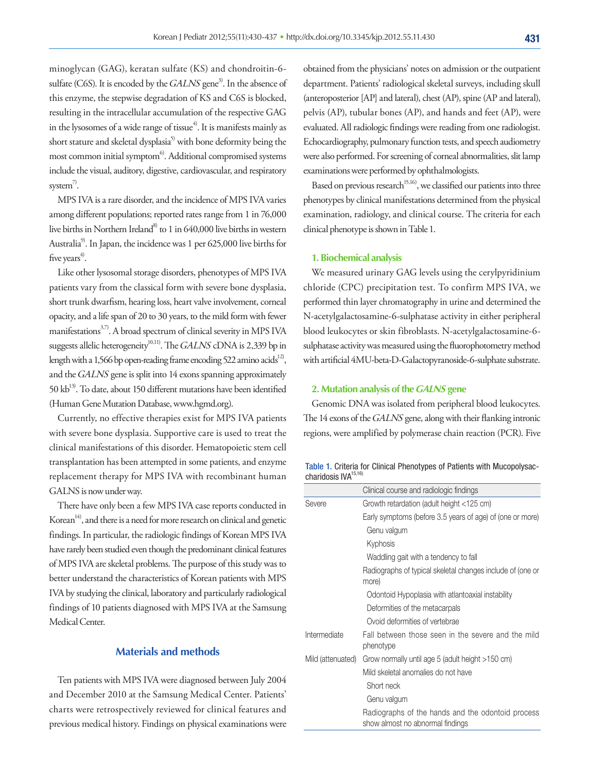minoglycan (GAG), keratan sulfate (KS) and chondroitin-6-sulfate (C6S). It is encoded by the *GALNS* gene[3]. In the absence of this enzyme, the stepwise degradation of KS and C6S is blocked, resulting in the intracellular accumulation of the respective GAG in the lysosomes of a wide range of tissue[4]. It is manifests mainly as short stature and skeletal dysplasia[5] with bone deformity being the most common initial symptom[6]. Additional compromised systems include the visual, auditory, digestive, cardiovascular, and respiratory system[7].

MPS IVA is a rare disorder, and the incidence of MPS IVA varies among different populations; reported rates range from 1 in 76,000 live births in Northern Ireland[8] to 1 in 640,000 live births in western Australia[9]. In Japan, the incidence was 1 per 625,000 live births for five years[4].

Like other lysosomal storage disorders, phenotypes of MPS IVA patients vary from the classical form with severe bone dysplasia, short trunk dwarfism, hearing loss, heart valve involvement, corneal opacity, and a life span of 20 to 30 years, to the mild form with fewer manifestations[3,7]. A broad spectrum of clinical severity in MPS IVA suggests allelic heterogeneity[10,11]. The *GALNS* cDNA is 2,339 bp in length with a 1,566 bp open-reading frame encoding 522 amino acids[12], and the *GALNS* gene is split into 14 exons spanning approximately 50 kb[13]. To date, about 150 different mutations have been identified (Human Gene Mutation Database, www.hgmd.org).

Currently, no effective therapies exist for MPS IVA patients with severe bone dysplasia. Supportive care is used to treat the clinical manifestations of this disorder. Hematopoietic stem cell transplantation has been attempted in some patients, and enzyme replacement therapy for MPS IVA with recombinant human GALNS is now under way.

There have only been a few MPS IVA case reports conducted in Korean[14], and there is a need for more research on clinical and genetic findings. In particular, the radiologic findings of Korean MPS IVA have rarely been studied even though the predominant clinical features of MPS IVA are skeletal problems. The purpose of this study was to better understand the characteristics of Korean patients with MPS IVA by studying the clinical, laboratory and particularly radiological findings of 10 patients diagnosed with MPS IVA at the Samsung Medical Center.

## Materials and methods

Ten patients with MPS IVA were diagnosed between July 2004 and December 2010 at the Samsung Medical Center. Patients' charts were retrospectively reviewed for clinical features and previous medical history. Findings on physical examinations were obtained from the physicians' notes on admission or the outpatient department. Patients' radiological skeletal surveys, including skull (anteroposterior [AP] and lateral), chest (AP), spine (AP and lateral), pelvis (AP), tubular bones (AP), and hands and feet (AP), were evaluated. All radiologic findings were reading from one radiologist. Echocardiography, pulmonary function tests, and speech audiometry were also performed. For screening of corneal abnormalities, slit lamp examinations were performed by ophthalmologists.

Based on previous research[15,16], we classified our patients into three phenotypes by clinical manifestations determined from the physical examination, radiology, and clinical course. The criteria for each clinical phenotype is shown in Table 1.

### 1. Biochemical analysis

We measured urinary GAG levels using the cerylpyridinium chloride (CPC) precipitation test. To confirm MPS IVA, we performed thin layer chromatography in urine and determined the N-acetylgalactosamine-6-sulphatase activity in either peripheral blood leukocytes or skin fibroblasts. N-acetylgalactosamine-6-sulphatase activity was measured using the fluorophotometry method with artificial 4MU-beta-D-Galactopyranoside-6-sulphate substrate.

### 2. Mutation analysis of the *GALNS* gene

Genomic DNA was isolated from peripheral blood leukocytes. The 14 exons of the *GALNS* gene, along with their flanking intronic regions, were amplified by polymerase chain reaction (PCR). Five

Table 1. Criteria for Clinical Phenotypes of Patients with Mucopolysaccharidosis IVA[15,16]

| | Clinical course and radiologic findings |
|---|---|
| Severe | Growth retardation (adult height <125 cm) |
| | Early symptoms (before 3.5 years of age) of (one or more) |
| | Genu valgum |
| | Kyphosis |
| | Waddling gait with a tendency to fall |
| | Radiographs of typical skeletal changes include of (one or more) |
| | Odontoid Hypoplasia with atlantoaxial instability |
| | Deformities of the metacarpals |
| | Ovoid deformities of vertebrae |
| Intermediate | Fall between those seen in the severe and the mild phenotype |
| Mild (attenuated) | Grow normally until age 5 (adult height >150 cm) |
| | Mild skeletal anomalies do not have |
| | Short neck |
| | Genu valgum |
| | Radiographs of the hands and the odontoid process show almost no abnormal findings |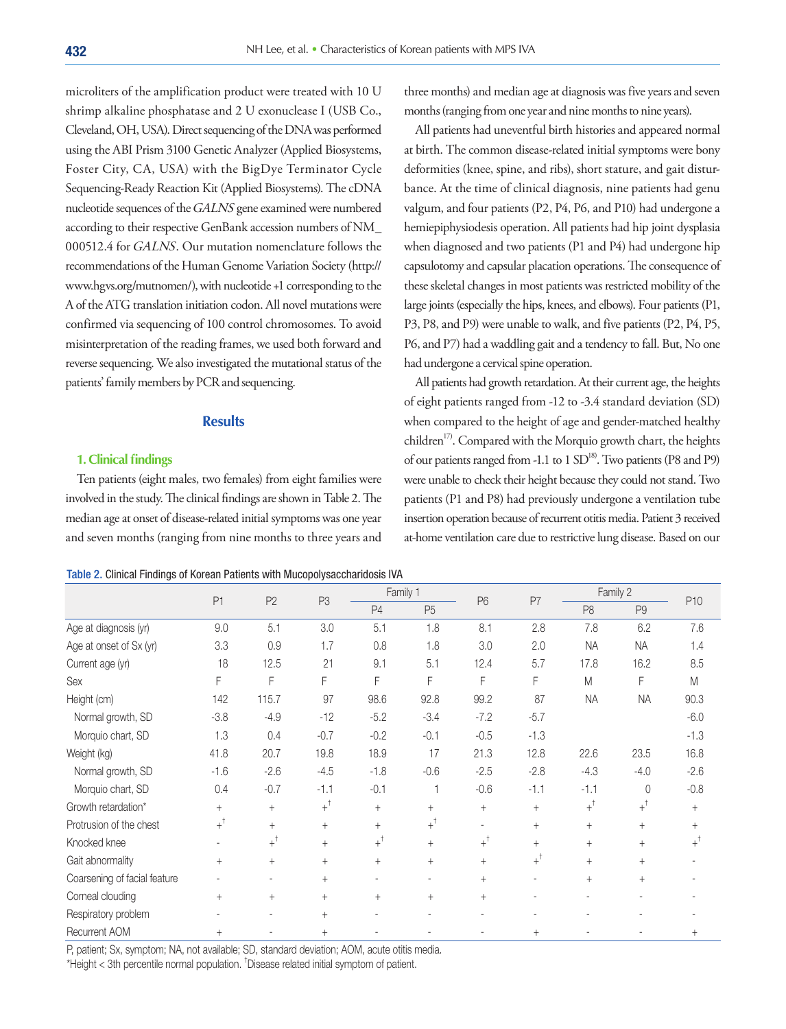microliters of the amplification product were treated with 10 U shrimp alkaline phosphatase and 2 U exonuclease I (USB Co., Cleveland, OH, USA). Direct sequencing of the DNA was performed using the ABI Prism 3100 Genetic Analyzer (Applied Biosystems, Foster City, CA, USA) with the BigDye Terminator Cycle Sequencing-Ready Reaction Kit (Applied Biosystems). The cDNA nucleotide sequences of the *GALNS* gene examined were numbered according to their respective GenBank accession numbers of NM_000512.4 for *GALNS*. Our mutation nomenclature follows the recommendations of the Human Genome Variation Society (http://www.hgvs.org/mutnomen/), with nucleotide +1 corresponding to the A of the ATG translation initiation codon. All novel mutations were confirmed via sequencing of 100 control chromosomes. To avoid misinterpretation of the reading frames, we used both forward and reverse sequencing. We also investigated the mutational status of the patients' family members by PCR and sequencing.

## Results

### 1. Clinical findings

Ten patients (eight males, two females) from eight families were involved in the study. The clinical findings are shown in Table 2. The median age at onset of disease-related initial symptoms was one year and seven months (ranging from nine months to three years and three months) and median age at diagnosis was five years and seven months (ranging from one year and nine months to nine years).

All patients had uneventful birth histories and appeared normal at birth. The common disease-related initial symptoms were bony deformities (knee, spine, and ribs), short stature, and gait disturbance. At the time of clinical diagnosis, nine patients had genu valgum, and four patients (P2, P4, P6, and P10) had undergone a hemiepiphysiodesis operation. All patients had hip joint dysplasia when diagnosed and two patients (P1 and P4) had undergone hip capsulotomy and capsular placation operations. The consequence of these skeletal changes in most patients was restricted mobility of the large joints (especially the hips, knees, and elbows). Four patients (P1, P3, P8, and P9) were unable to walk, and five patients (P2, P4, P5, P6, and P7) had a waddling gait and a tendency to fall. But, No one had undergone a cervical spine operation.

All patients had growth retardation. At their current age, the heights of eight patients ranged from -12 to -3.4 standard deviation (SD) when compared to the height of age and gender-matched healthy children[17]. Compared with the Morquio growth chart, the heights of our patients ranged from -1.1 to 1 SD[18]. Two patients (P8 and P9) were unable to check their height because they could not stand. Two patients (P1 and P8) had previously undergone a ventilation tube insertion operation because of recurrent otitis media. Patient 3 received at-home ventilation care due to restrictive lung disease. Based on our

Table 2. Clinical Findings of Korean Patients with Mucopolysaccharidosis IVA

| | P1 | P2 | P3 | Family 1 | | P6 | P7 | Family 2 | | P10 |
|---|---|---|---|---|---|---|---|---|---|---|
| | | | | P4 | P5 | | | P8 | P9 | |
| Age at diagnosis (yr) | 9.0 | 5.1 | 3.0 | 5.1 | 1.8 | 8.1 | 2.8 | 7.8 | 6.2 | 7.6 |
| Age at onset of Sx (yr) | 3.3 | 0.9 | 1.7 | 0.8 | 1.8 | 3.0 | 2.0 | NA | NA | 1.4 |
| Current age (yr) | 18 | 12.5 | 21 | 9.1 | 5.1 | 12.4 | 5.7 | 17.8 | 16.2 | 8.5 |
| Sex | F | F | F | F | F | F | F | M | F | M |
| Height (cm) | 142 | 115.7 | 97 | 98.6 | 92.8 | 99.2 | 87 | NA | NA | 90.3 |
| Normal growth, SD | -3.8 | -4.9 | -12 | -5.2 | -3.4 | -7.2 | -5.7 | | | -6.0 |
| Morquio chart, SD | 1.3 | 0.4 | -0.7 | -0.2 | -0.1 | -0.5 | -1.3 | | | -1.3 |
| Weight (kg) | 41.8 | 20.7 | 19.8 | 18.9 | 17 | 21.3 | 12.8 | 22.6 | 23.5 | 16.8 |
| Normal growth, SD | -1.6 | -2.6 | -4.5 | -1.8 | -0.6 | -2.5 | -2.8 | -4.3 | -4.0 | -2.6 |
| Morquio chart, SD | 0.4 | -0.7 | -1.1 | -0.1 | 1 | -0.6 | -1.1 | -1.1 | 0 | -0.8 |
| Growth retardation* | + | + | +† | + | + | + | + | +† | +† | + |
| Protrusion of the chest | +† | + | + | + | +† | - | + | + | + | + |
| Knocked knee | - | +† | + | +† | + | +† | + | + | + | +† |
| Gait abnormality | + | + | + | + | + | + | +† | + | + | - |
| Coarsening of facial feature | - | - | + | - | - | + | - | + | + | - |
| Corneal clouding | + | + | + | + | + | + | - | - | - | - |
| Respiratory problem | - | - | + | - | - | - | - | - | - | - |
| Recurrent AOM | + | - | + | - | - | - | + | - | - | + |

P, patient; Sx, symptom; NA, not available; SD, standard deviation; AOM, acute otitis media.
*Height < 3th percentile normal population. †Disease related initial symptom of patient.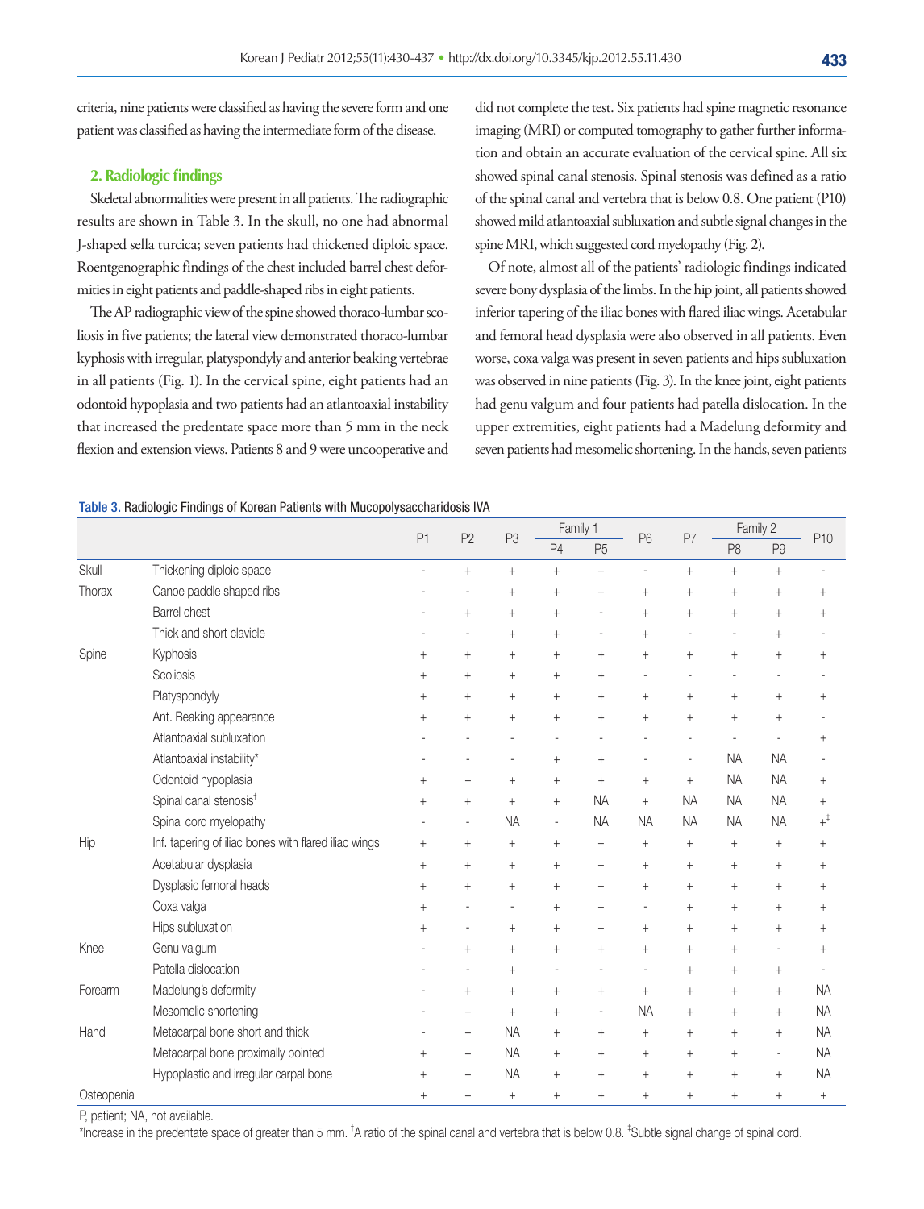criteria, nine patients were classified as having the severe form and one patient was classified as having the intermediate form of the disease.

### 2. Radiologic findings

Skeletal abnormalities were present in all patients. The radiographic results are shown in Table 3. In the skull, no one had abnormal J-shaped sella turcica; seven patients had thickened diploic space. Roentgenographic findings of the chest included barrel chest deformities in eight patients and paddle-shaped ribs in eight patients.

The AP radiographic view of the spine showed thoraco-lumbar scoliosis in five patients; the lateral view demonstrated thoraco-lumbar kyphosis with irregular, platyspondyly and anterior beaking vertebrae in all patients (Fig. 1). In the cervical spine, eight patients had an odontoid hypoplasia and two patients had an atlantoaxial instability that increased the predentate space more than 5 mm in the neck flexion and extension views. Patients 8 and 9 were uncooperative and did not complete the test. Six patients had spine magnetic resonance imaging (MRI) or computed tomography to gather further information and obtain an accurate evaluation of the cervical spine. All six showed spinal canal stenosis. Spinal stenosis was defined as a ratio of the spinal canal and vertebra that is below 0.8. One patient (P10) showed mild atlantoaxial subluxation and subtle signal changes in the spine MRI, which suggested cord myelopathy (Fig. 2).

Of note, almost all of the patients' radiologic findings indicated severe bony dysplasia of the limbs. In the hip joint, all patients showed inferior tapering of the iliac bones with flared iliac wings. Acetabular and femoral head dysplasia were also observed in all patients. Even worse, coxa valga was present in seven patients and hips subluxation was observed in nine patients (Fig. 3). In the knee joint, eight patients had genu valgum and four patients had patella dislocation. In the upper extremities, eight patients had a Madelung deformity and seven patients had mesomelic shortening. In the hands, seven patients

Table 3. Radiologic Findings of Korean Patients with Mucopolysaccharidosis IVA

| | | P1 | P2 | P3 | Family 1 | | P6 | P7 | Family 2 | | P10 |
|---|---|---|---|---|---|---|---|---|---|---|---|
| | | | | | P4 | P5 | | | P8 | P9 | |
| Skull | Thickening diploic space | - | + | + | + | + | - | + | + | + | - |
| Thorax | Canoe paddle shaped ribs | - | - | + | + | + | + | + | + | + | + |
| | Barrel chest | - | + | + | + | - | + | + | + | + | + |
| | Thick and short clavicle | - | - | + | + | - | + | - | - | + | - |
| Spine | Kyphosis | + | + | + | + | + | + | + | + | + | + |
| | Scoliosis | + | + | + | + | + | - | - | - | - | - |
| | Platyspondyly | + | + | + | + | + | + | + | + | + | + |
| | Ant. Beaking appearance | + | + | + | + | + | + | + | + | + | - |
| | Atlantoaxial subluxation | - | - | - | - | - | - | - | - | - | ± |
| | Atlantoaxial instability* | - | - | - | + | + | - | - | NA | NA | - |
| | Odontoid hypoplasia | + | + | + | + | + | + | + | NA | NA | + |
| | Spinal canal stenosis† | + | + | + | + | NA | + | NA | NA | NA | + |
| | Spinal cord myelopathy | - | - | NA | - | NA | NA | NA | NA | NA | +‡ |
| Hip | Inf. tapering of iliac bones with flared iliac wings | + | + | + | + | + | + | + | + | + | + |
| | Acetabular dysplasia | + | + | + | + | + | + | + | + | + | + |
| | Dysplasic femoral heads | + | + | + | + | + | + | + | + | + | + |
| | Coxa valga | + | - | - | + | + | - | + | + | + | + |
| | Hips subluxation | + | - | + | + | + | + | + | + | + | + |
| Knee | Genu valgum | - | + | + | + | + | + | + | + | - | + |
| | Patella dislocation | - | - | + | - | - | - | + | + | + | - |
| Forearm | Madelung's deformity | - | + | + | + | + | + | + | + | + | NA |
| | Mesomelic shortening | - | + | + | + | - | NA | + | + | + | NA |
| Hand | Metacarpal bone short and thick | - | + | NA | + | + | + | + | + | + | NA |
| | Metacarpal bone proximally pointed | + | + | NA | + | + | + | + | + | - | NA |
| | Hypoplastic and irregular carpal bone | + | + | NA | + | + | + | + | + | + | NA |
| Osteopenia | | + | + | + | + | + | + | + | + | + | + |

P, patient; NA, not available.
*Increase in the predentate space of greater than 5 mm. †A ratio of the spinal canal and vertebra that is below 0.8. ‡Subtle signal change of spinal cord.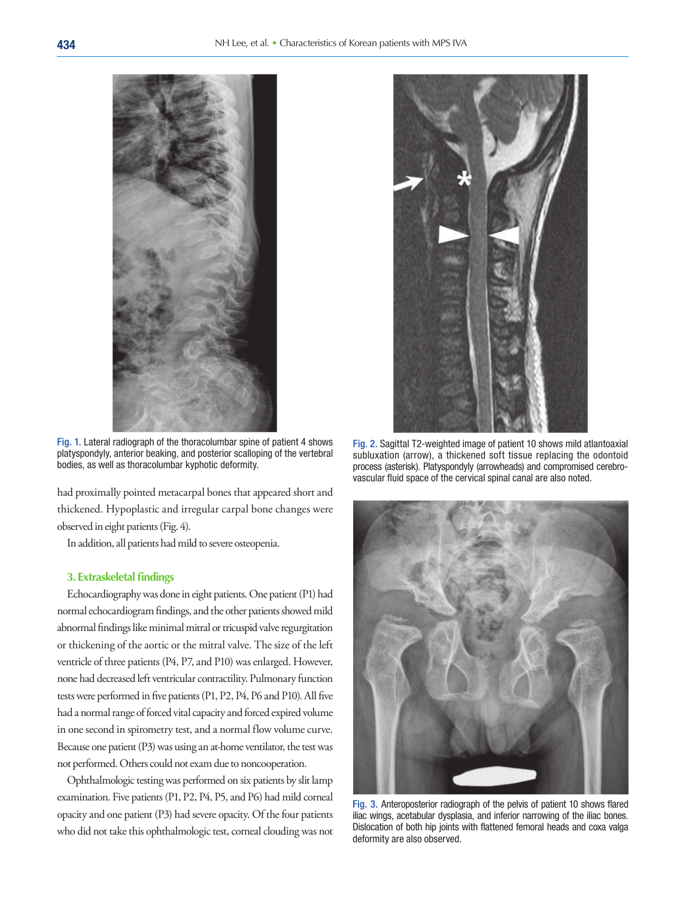Fig. 1. Lateral radiograph of the thoracolumbar spine of patient 4 shows platyspondyly, anterior beaking, and posterior scalloping of the vertebral bodies, as well as thoracolumbar kyphotic deformity.

Fig. 2. Sagittal T2-weighted image of patient 10 shows mild atlantoaxial subluxation (arrow), a thickened soft tissue replacing the odontoid process (asterisk). Platyspondyly (arrowheads) and compromised cerebrovascular fluid space of the cervical spinal canal are also noted.

had proximally pointed metacarpal bones that appeared short and thickened. Hypoplastic and irregular carpal bone changes were observed in eight patients (Fig. 4).

In addition, all patients had mild to severe osteopenia.

### 3. Extraskeletal findings

Echocardiography was done in eight patients. One patient (P1) had normal echocardiogram findings, and the other patients showed mild abnormal findings like minimal mitral or tricuspid valve regurgitation or thickening of the aortic or the mitral valve. The size of the left ventricle of three patients (P4, P7, and P10) was enlarged. However, none had decreased left ventricular contractility. Pulmonary function tests were performed in five patients (P1, P2, P4, P6 and P10). All five had a normal range of forced vital capacity and forced expired volume in one second in spirometry test, and a normal flow volume curve. Because one patient (P3) was using an at-home ventilator, the test was not performed. Others could not exam due to noncooperation.

Ophthalmologic testing was performed on six patients by slit lamp examination. Five patients (P1, P2, P4, P5, and P6) had mild corneal opacity and one patient (P3) had severe opacity. Of the four patients who did not take this ophthalmologic test, corneal clouding was not

Fig. 3. Anteroposterior radiograph of the pelvis of patient 10 shows flared iliac wings, acetabular dysplasia, and inferior narrowing of the iliac bones. Dislocation of both hip joints with flattened femoral heads and coxa valga deformity are also observed.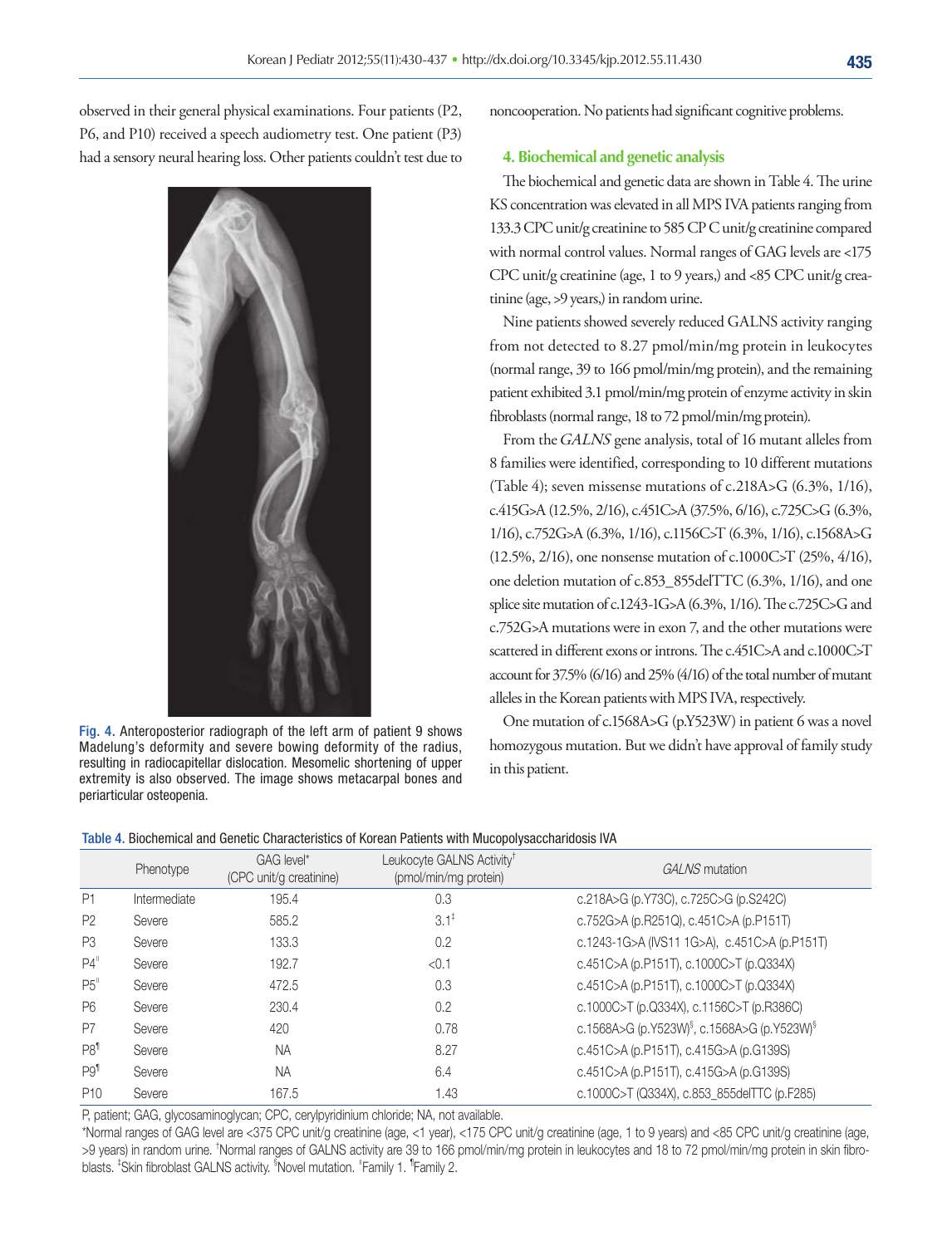observed in their general physical examinations. Four patients (P2, P6, and P10) received a speech audiometry test. One patient (P3) had a sensory neural hearing loss. Other patients couldn't test due to noncooperation. No patients had significant cognitive problems.

Fig. 4. Anteroposterior radiograph of the left arm of patient 9 shows Madelung's deformity and severe bowing deformity of the radius, resulting in radiocapitellar dislocation. Mesomelic shortening of upper extremity is also observed. The image shows metacarpal bones and periarticular osteopenia.

### 4. Biochemical and genetic analysis

The biochemical and genetic data are shown in Table 4. The urine KS concentration was elevated in all MPS IVA patients ranging from 133.3 CPC unit/g creatinine to 585 CP C unit/g creatinine compared with normal control values. Normal ranges of GAG levels are <175 CPC unit/g creatinine (age, 1 to 9 years,) and <85 CPC unit/g creatinine (age, >9 years,) in random urine.

Nine patients showed severely reduced GALNS activity ranging from not detected to 8.27 pmol/min/mg protein in leukocytes (normal range, 39 to 166 pmol/min/mg protein), and the remaining patient exhibited 3.1 pmol/min/mg protein of enzyme activity in skin fibroblasts (normal range, 18 to 72 pmol/min/mg protein).

From the *GALNS* gene analysis, total of 16 mutant alleles from 8 families were identified, corresponding to 10 different mutations (Table 4); seven missense mutations of c.218A>G (6.3%, 1/16), c.415G>A (12.5%, 2/16), c.451C>A (37.5%, 6/16), c.725C>G (6.3%, 1/16), c.752G>A (6.3%, 1/16), c.1156C>T (6.3%, 1/16), c.1568A>G (12.5%, 2/16), one nonsense mutation of c.1000C>T (25%, 4/16), one deletion mutation of c.853_855delTTC (6.3%, 1/16), and one splice site mutation of c.1243-1G>A (6.3%, 1/16). The c.725C>G and c.752G>A mutations were in exon 7, and the other mutations were scattered in different exons or introns. The c.451C>A and c.1000C>T account for 37.5% (6/16) and 25% (4/16) of the total number of mutant alleles in the Korean patients with MPS IVA, respectively.

One mutation of c.1568A>G (p.Y523W) in patient 6 was a novel homozygous mutation. But we didn't have approval of family study in this patient.

Table 4. Biochemical and Genetic Characteristics of Korean Patients with Mucopolysaccharidosis IVA

| | Phenotype | GAG level* (CPC unit/g creatinine) | Leukocyte GALNS Activity† (pmol/min/mg protein) | *GALNS* mutation |
|---|---|---|---|---|
| P1 | Intermediate | 195.4 | 0.3 | c.218A>G (p.Y73C), c.725C>G (p.S242C) |
| P2 | Severe | 585.2 | 3.1‡ | c.752G>A (p.R251Q), c.451C>A (p.P151T) |
| P3 | Severe | 133.3 | 0.2 | c.1243-1G>A (IVS11 1G>A), c.451C>A (p.P151T) |
| P4ǁ | Severe | 192.7 | <0.1 | c.451C>A (p.P151T), c.1000C>T (p.Q334X) |
| P5ǁ | Severe | 472.5 | 0.3 | c.451C>A (p.P151T), c.1000C>T (p.Q334X) |
| P6 | Severe | 230.4 | 0.2 | c.1000C>T (p.Q334X), c.1156C>T (p.R386C) |
| P7 | Severe | 420 | 0.78 | c.1568A>G (p.Y523W)§, c.1568A>G (p.Y523W)§ |
| P8¶ | Severe | NA | 8.27 | c.451C>A (p.P151T), c.415G>A (p.G139S) |
| P9¶ | Severe | NA | 6.4 | c.451C>A (p.P151T), c.415G>A (p.G139S) |
| P10 | Severe | 167.5 | 1.43 | c.1000C>T (Q334X), c.853_855delTTC (p.F285) |

P, patient; GAG, glycosaminoglycan; CPC, cerylpyridinium chloride; NA, not available.
*Normal ranges of GAG level are <375 CPC unit/g creatinine (age, <1 year), <175 CPC unit/g creatinine (age, 1 to 9 years) and <85 CPC unit/g creatinine (age, >9 years) in random urine. †Normal ranges of GALNS activity are 39 to 166 pmol/min/mg protein in leukocytes and 18 to 72 pmol/min/mg protein in skin fibroblasts. ‡Skin fibroblast GALNS activity. §Novel mutation. ǁFamily 1. ¶Family 2.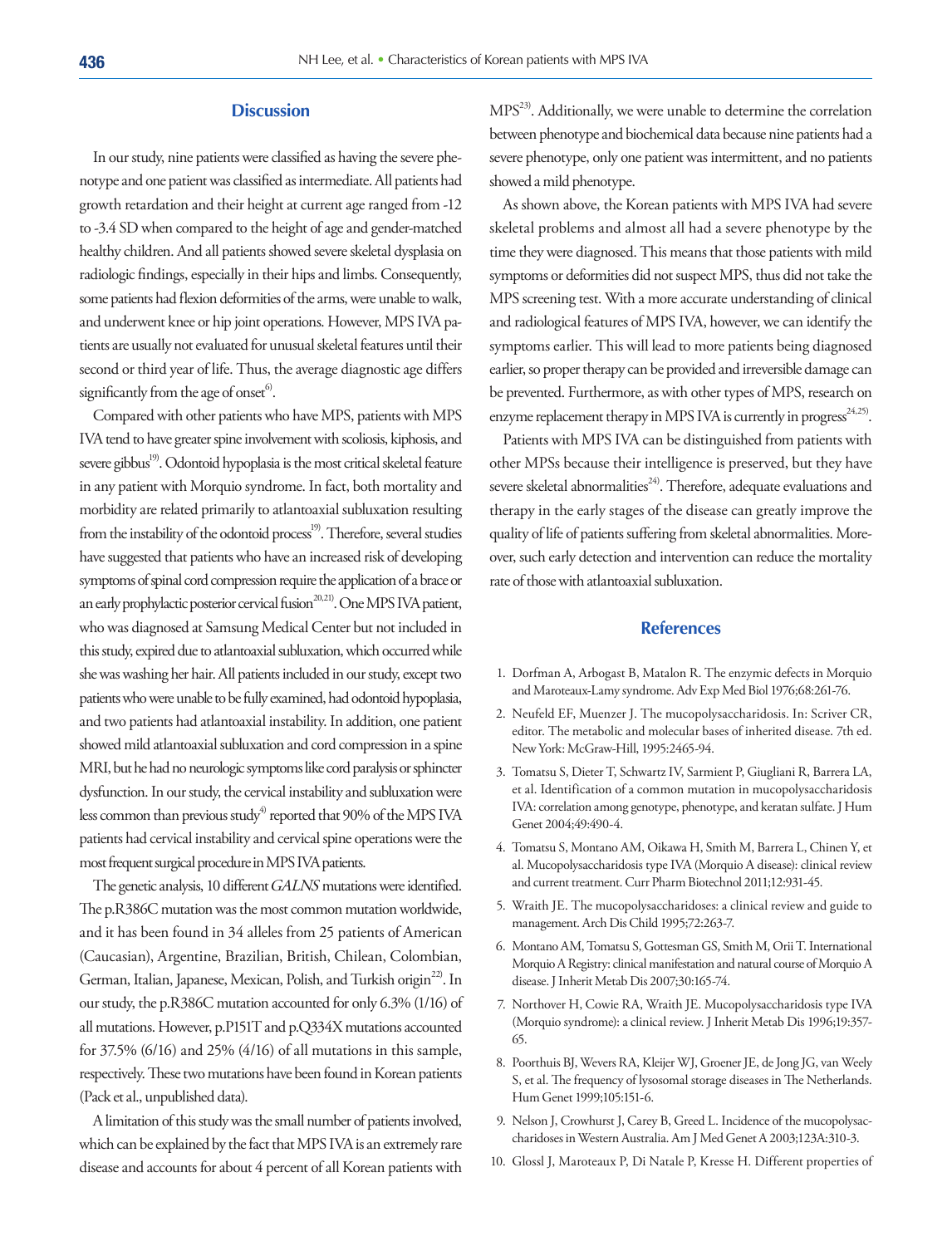## Discussion

In our study, nine patients were classified as having the severe phenotype and one patient was classified as intermediate. All patients had growth retardation and their height at current age ranged from -12 to -3.4 SD when compared to the height of age and gender-matched healthy children. And all patients showed severe skeletal dysplasia on radiologic findings, especially in their hips and limbs. Consequently, some patients had flexion deformities of the arms, were unable to walk, and underwent knee or hip joint operations. However, MPS IVA patients are usually not evaluated for unusual skeletal features until their second or third year of life. Thus, the average diagnostic age differs significantly from the age of onset[6].

Compared with other patients who have MPS, patients with MPS IVA tend to have greater spine involvement with scoliosis, kiphosis, and severe gibbus[19]. Odontoid hypoplasia is the most critical skeletal feature in any patient with Morquio syndrome. In fact, both mortality and morbidity are related primarily to atlantoaxial subluxation resulting from the instability of the odontoid process[19]. Therefore, several studies have suggested that patients who have an increased risk of developing symptoms of spinal cord compression require the application of a brace or an early prophylactic posterior cervical fusion[20,21]. One MPS IVA patient, who was diagnosed at Samsung Medical Center but not included in this study, expired due to atlantoaxial subluxation, which occurred while she was washing her hair. All patients included in our study, except two patients who were unable to be fully examined, had odontoid hypoplasia, and two patients had atlantoaxial instability. In addition, one patient showed mild atlantoaxial subluxation and cord compression in a spine MRI, but he had no neurologic symptoms like cord paralysis or sphincter dysfunction. In our study, the cervical instability and subluxation were less common than previous study[4] reported that 90% of the MPS IVA patients had cervical instability and cervical spine operations were the most frequent surgical procedure in MPS IVA patients.

The genetic analysis, 10 different *GALNS* mutations were identified. The p.R386C mutation was the most common mutation worldwide, and it has been found in 34 alleles from 25 patients of American (Caucasian), Argentine, Brazilian, British, Chilean, Colombian, German, Italian, Japanese, Mexican, Polish, and Turkish origin[22]. In our study, the p.R386C mutation accounted for only 6.3% (1/16) of all mutations. However, p.P151T and p.Q334X mutations accounted for 37.5% (6/16) and 25% (4/16) of all mutations in this sample, respectively. These two mutations have been found in Korean patients (Pack et al., unpublished data).

A limitation of this study was the small number of patients involved, which can be explained by the fact that MPS IVA is an extremely rare disease and accounts for about 4 percent of all Korean patients with MPS[23]. Additionally, we were unable to determine the correlation between phenotype and biochemical data because nine patients had a severe phenotype, only one patient was intermittent, and no patients showed a mild phenotype.

As shown above, the Korean patients with MPS IVA had severe skeletal problems and almost all had a severe phenotype by the time they were diagnosed. This means that those patients with mild symptoms or deformities did not suspect MPS, thus did not take the MPS screening test. With a more accurate understanding of clinical and radiological features of MPS IVA, however, we can identify the symptoms earlier. This will lead to more patients being diagnosed earlier, so proper therapy can be provided and irreversible damage can be prevented. Furthermore, as with other types of MPS, research on enzyme replacement therapy in MPS IVA is currently in progress[24,25].

Patients with MPS IVA can be distinguished from patients with other MPSs because their intelligence is preserved, but they have severe skeletal abnormalities[24]. Therefore, adequate evaluations and therapy in the early stages of the disease can greatly improve the quality of life of patients suffering from skeletal abnormalities. Moreover, such early detection and intervention can reduce the mortality rate of those with atlantoaxial subluxation.

## References

1. Dorfman A, Arbogast B, Matalon R. The enzymic defects in Morquio and Maroteaux-Lamy syndrome. Adv Exp Med Biol 1976;68:261-76.
2. Neufeld EF, Muenzer J. The mucopolysaccharidosis. In: Scriver CR, editor. The metabolic and molecular bases of inherited disease. 7th ed. New York: McGraw-Hill, 1995:2465-94.
3. Tomatsu S, Dieter T, Schwartz IV, Sarmient P, Giugliani R, Barrera LA, et al. Identification of a common mutation in mucopolysaccharidosis IVA: correlation among genotype, phenotype, and keratan sulfate. J Hum Genet 2004;49:490-4.
4. Tomatsu S, Montano AM, Oikawa H, Smith M, Barrera L, Chinen Y, et al. Mucopolysaccharidosis type IVA (Morquio A disease): clinical review and current treatment. Curr Pharm Biotechnol 2011;12:931-45.
5. Wraith JE. The mucopolysaccharidoses: a clinical review and guide to management. Arch Dis Child 1995;72:263-7.
6. Montano AM, Tomatsu S, Gottesman GS, Smith M, Orii T. International Morquio A Registry: clinical manifestation and natural course of Morquio A disease. J Inherit Metab Dis 2007;30:165-74.
7. Northover H, Cowie RA, Wraith JE. Mucopolysaccharidosis type IVA (Morquio syndrome): a clinical review. J Inherit Metab Dis 1996;19:357-65.
8. Poorthuis BJ, Wevers RA, Kleijer WJ, Groener JE, de Jong JG, van Weely S, et al. The frequency of lysosomal storage diseases in The Netherlands. Hum Genet 1999;105:151-6.
9. Nelson J, Crowhurst J, Carey B, Greed L. Incidence of the mucopolysaccharidoses in Western Australia. Am J Med Genet A 2003;123A:310-3.
10. Glossl J, Maroteaux P, Di Natale P, Kresse H. Different properties of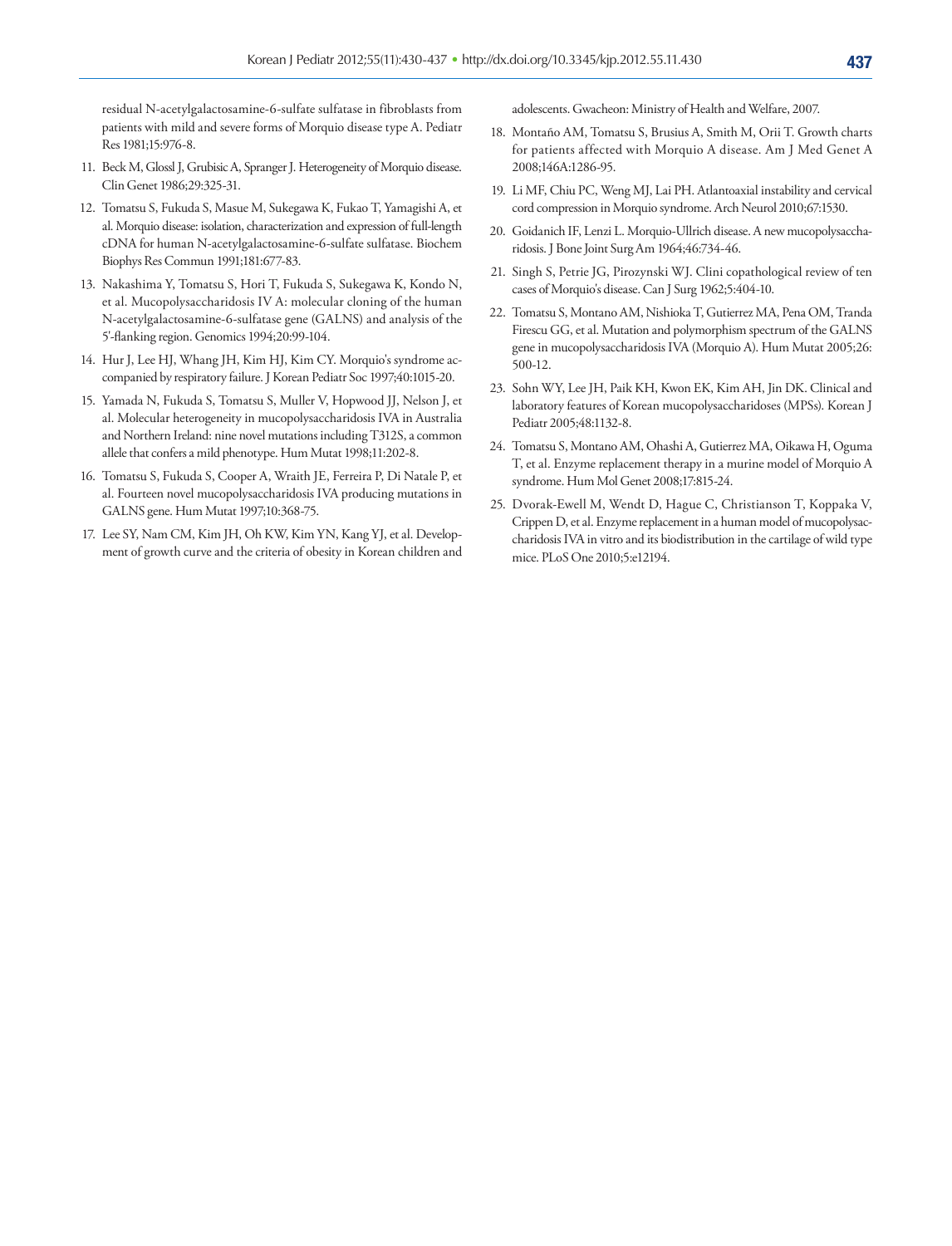residual N-acetylgalactosamine-6-sulfate sulfatase in fibroblasts from patients with mild and severe forms of Morquio disease type A. Pediatr Res 1981;15:976-8.

11. Beck M, Glossl J, Grubisic A, Spranger J. Heterogeneity of Morquio disease. Clin Genet 1986;29:325-31.
12. Tomatsu S, Fukuda S, Masue M, Sukegawa K, Fukao T, Yamagishi A, et al. Morquio disease: isolation, characterization and expression of full-length cDNA for human N-acetylgalactosamine-6-sulfate sulfatase. Biochem Biophys Res Commun 1991;181:677-83.
13. Nakashima Y, Tomatsu S, Hori T, Fukuda S, Sukegawa K, Kondo N, et al. Mucopolysaccharidosis IV A: molecular cloning of the human N-acetylgalactosamine-6-sulfatase gene (GALNS) and analysis of the 5'-flanking region. Genomics 1994;20:99-104.
14. Hur J, Lee HJ, Whang JH, Kim HJ, Kim CY. Morquio's syndrome accompanied by respiratory failure. J Korean Pediatr Soc 1997;40:1015-20.
15. Yamada N, Fukuda S, Tomatsu S, Muller V, Hopwood JJ, Nelson J, et al. Molecular heterogeneity in mucopolysaccharidosis IVA in Australia and Northern Ireland: nine novel mutations including T312S, a common allele that confers a mild phenotype. Hum Mutat 1998;11:202-8.
16. Tomatsu S, Fukuda S, Cooper A, Wraith JE, Ferreira P, Di Natale P, et al. Fourteen novel mucopolysaccharidosis IVA producing mutations in GALNS gene. Hum Mutat 1997;10:368-75.
17. Lee SY, Nam CM, Kim JH, Oh KW, Kim YN, Kang YJ, et al. Development of growth curve and the criteria of obesity in Korean children and adolescents. Gwacheon: Ministry of Health and Welfare, 2007.
18. Montaño AM, Tomatsu S, Brusius A, Smith M, Orii T. Growth charts for patients affected with Morquio A disease. Am J Med Genet A 2008;146A:1286-95.
19. Li MF, Chiu PC, Weng MJ, Lai PH. Atlantoaxial instability and cervical cord compression in Morquio syndrome. Arch Neurol 2010;67:1530.
20. Goidanich IF, Lenzi L. Morquio-Ullrich disease. A new mucopolysaccharidosis. J Bone Joint Surg Am 1964;46:734-46.
21. Singh S, Petrie JG, Pirozynski WJ. Clini copathological review of ten cases of Morquio's disease. Can J Surg 1962;5:404-10.
22. Tomatsu S, Montano AM, Nishioka T, Gutierrez MA, Pena OM, Tranda Firescu GG, et al. Mutation and polymorphism spectrum of the GALNS gene in mucopolysaccharidosis IVA (Morquio A). Hum Mutat 2005;26:500-12.
23. Sohn WY, Lee JH, Paik KH, Kwon EK, Kim AH, Jin DK. Clinical and laboratory features of Korean mucopolysaccharidoses (MPSs). Korean J Pediatr 2005;48:1132-8.
24. Tomatsu S, Montano AM, Ohashi A, Gutierrez MA, Oikawa H, Oguma T, et al. Enzyme replacement therapy in a murine model of Morquio A syndrome. Hum Mol Genet 2008;17:815-24.
25. Dvorak-Ewell M, Wendt D, Hague C, Christianson T, Koppaka V, Crippen D, et al. Enzyme replacement in a human model of mucopolysaccharidosis IVA in vitro and its biodistribution in the cartilage of wild type mice. PLoS One 2010;5:e12194.